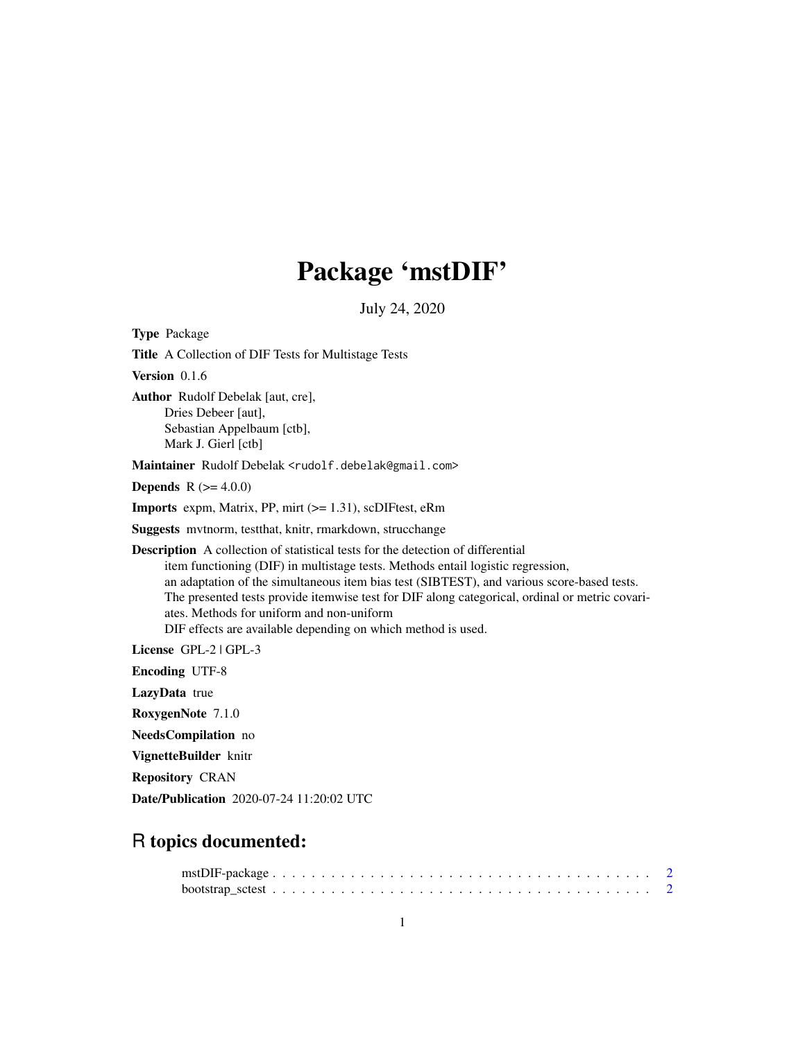# Package 'mstDIF'

July 24, 2020

**Type** Package

**Title** A Collection of DIF Tests for Multistage Tests

**Version** 0.1.6

**Author** Rudolf Debelak [aut, cre],
Dries Debeer [aut],
Sebastian Appelbaum [ctb],
Mark J. Gierl [ctb]

**Maintainer** Rudolf Debelak <rudolf.debelak@gmail.com>

**Depends** R (>= 4.0.0)

**Imports** expm, Matrix, PP, mirt (>= 1.31), scDIFtest, eRm

**Suggests** mvtnorm, testthat, knitr, rmarkdown, strucchange

**Description** A collection of statistical tests for the detection of differential item functioning (DIF) in multistage tests. Methods entail logistic regression, an adaptation of the simultaneous item bias test (SIBTEST), and various score-based tests. The presented tests provide itemwise test for DIF along categorical, ordinal or metric covariates. Methods for uniform and non-uniform DIF effects are available depending on which method is used.

**License** GPL-2 | GPL-3

**Encoding** UTF-8

**LazyData** true

**RoxygenNote** 7.1.0

**NeedsCompilation** no

**VignetteBuilder** knitr

**Repository** CRAN

**Date/Publication** 2020-07-24 11:20:02 UTC

## R topics documented:

mstDIF-package . . . . . . . . . . . . . . . . . . . . . . . . . . . . . . . . . . . . . 2
bootstrap_sctest . . . . . . . . . . . . . . . . . . . . . . . . . . . . . . . . . . . . . 2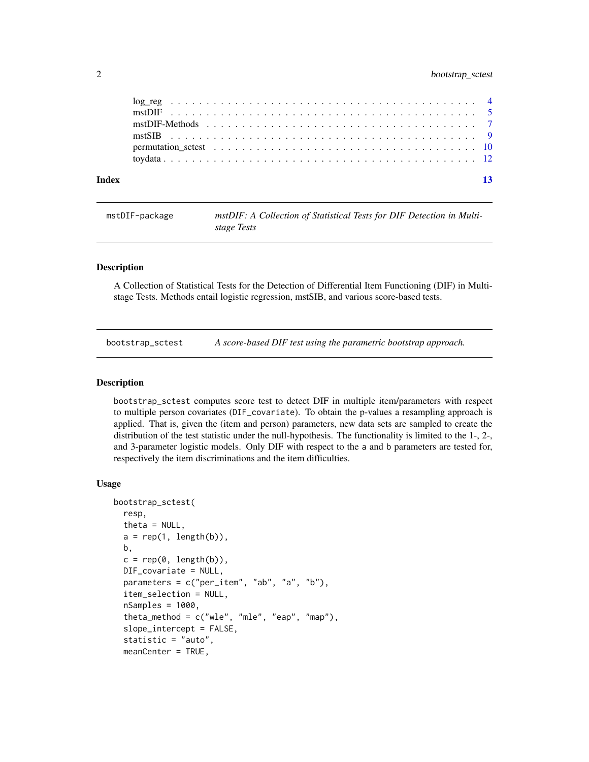| | |
|---|---|
| log_reg | 4 |
| mstDIF | 5 |
| mstDIF-Methods | 7 |
| mstSIB | 9 |
| permutation_sctest | 10 |
| toydata | 12 |

**Index** **13**

---

`mstDIF-package` *mstDIF: A Collection of Statistical Tests for DIF Detection in Multi-stage Tests*

---

### Description

A Collection of Statistical Tests for the Detection of Differential Item Functioning (DIF) in Multi-stage Tests. Methods entail logistic regression, mstSIB, and various score-based tests.

---

`bootstrap_sctest` *A score-based DIF test using the parametric bootstrap approach.*

---

### Description

`bootstrap_sctest` computes score test to detect DIF in multiple item/parameters with respect to multiple person covariates (`DIF_covariate`). To obtain the p-values a resampling approach is applied. That is, given the (item and person) parameters, new data sets are sampled to create the distribution of the test statistic under the null-hypothesis. The functionality is limited to the 1-, 2-, and 3-parameter logistic models. Only DIF with respect to the `a` and `b` parameters are tested for, respectively the item discriminations and the item difficulties.

### Usage

```
bootstrap_sctest(
  resp,
  theta = NULL,
  a = rep(1, length(b)),
  b,
  c = rep(0, length(b)),
  DIF_covariate = NULL,
  parameters = c("per_item", "ab", "a", "b"),
  item_selection = NULL,
  nSamples = 1000,
  theta_method = c("wle", "mle", "eap", "map"),
  slope_intercept = FALSE,
  statistic = "auto",
  meanCenter = TRUE,
```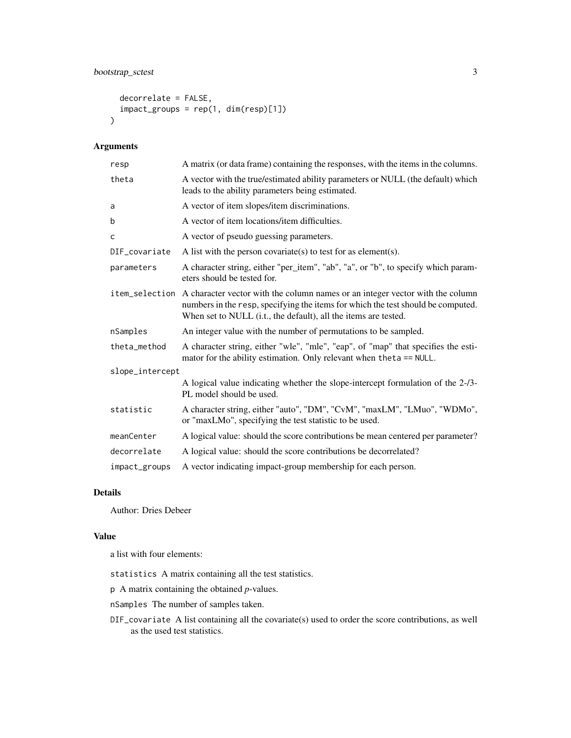```
  decorrelate = FALSE,
  impact_groups = rep(1, dim(resp)[1])
)
```

## Arguments

| | |
|---|---|
| resp | A matrix (or data frame) containing the responses, with the items in the columns. |
| theta | A vector with the true/estimated ability parameters or NULL (the default) which leads to the ability parameters being estimated. |
| a | A vector of item slopes/item discriminations. |
| b | A vector of item locations/item difficulties. |
| c | A vector of pseudo guessing parameters. |
| DIF_covariate | A list with the person covariate(s) to test for as element(s). |
| parameters | A character string, either "per_item", "ab", "a", or "b", to specify which parameters should be tested for. |
| item_selection | A character vector with the column names or an integer vector with the column numbers in the `resp`, specifying the items for which the test should be computed. When set to NULL (i.e., the default), all the items are tested. |
| nSamples | An integer value with the number of permutations to be sampled. |
| theta_method | A character string, either "wle", "mle", "eap", of "map" that specifies the estimator for the ability estimation. Only relevant when `theta == NULL`. |
| slope_intercept | A logical value indicating whether the slope-intercept formulation of the 2-/3-PL model should be used. |
| statistic | A character string, either "auto", "DM", "CvM", "maxLM", "LMuo", "WDMo", or "maxLMo", specifying the test statistic to be used. |
| meanCenter | A logical value: should the score contributions be mean centered per parameter? |
| decorrelate | A logical value: should the score contributions be decorrelated? |
| impact_groups | A vector indicating impact-group membership for each person. |

## Details

Author: Dries Debeer

## Value

a list with four elements:

- `statistics` A matrix containing all the test statistics.
- `p` A matrix containing the obtained *p*-values.
- `nSamples` The number of samples taken.
- `DIF_covariate` A list containing all the covariate(s) used to order the score contributions, as well as the used test statistics.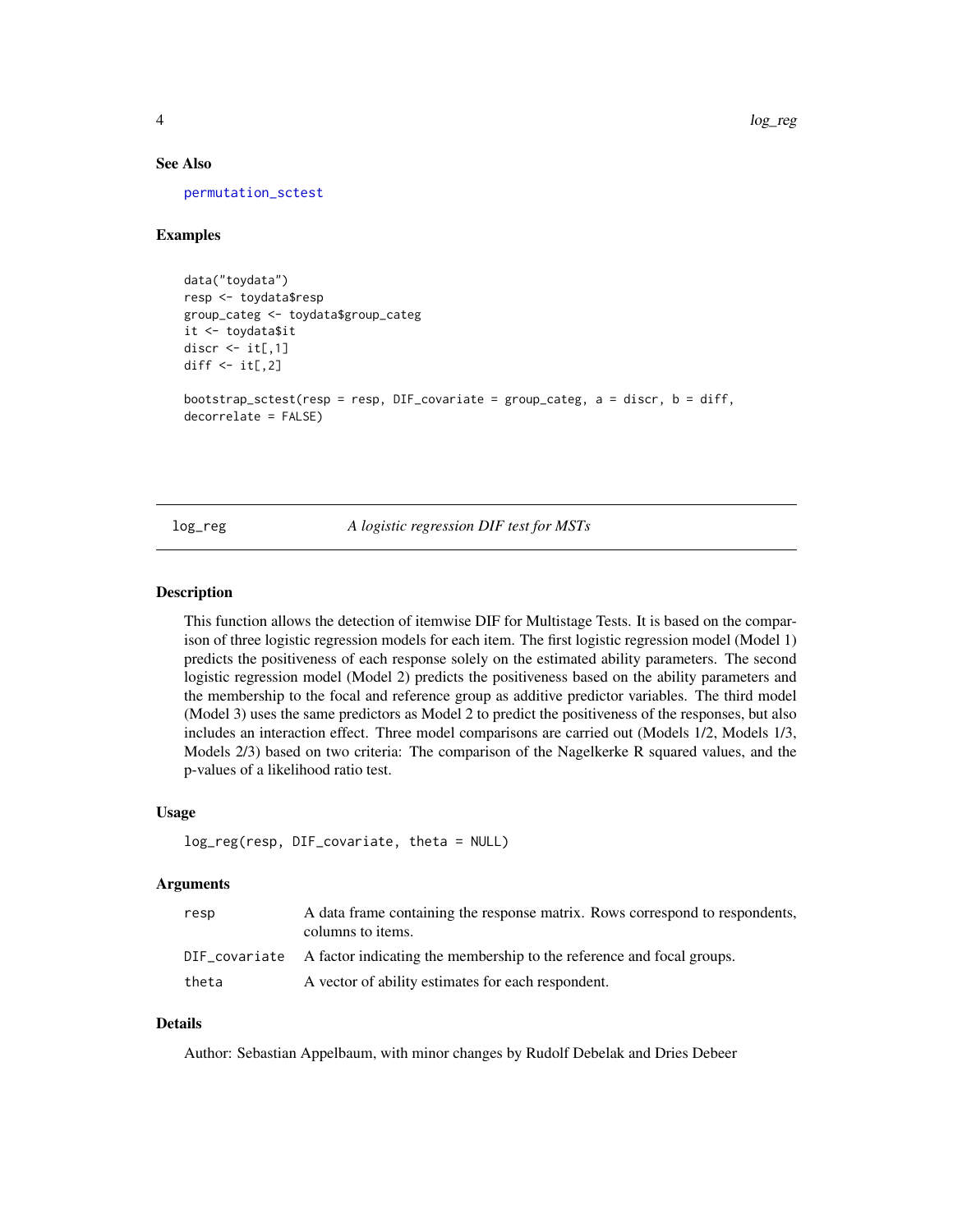### See Also

permutation_sctest

### Examples

```
data("toydata")
resp <- toydata$resp
group_categ <- toydata$group_categ
it <- toydata$it
discr <- it[,1]
diff <- it[,2]

bootstrap_sctest(resp = resp, DIF_covariate = group_categ, a = discr, b = diff,
decorrelate = FALSE)
```

---

## log_reg — *A logistic regression DIF test for MSTs*

### Description

This function allows the detection of itemwise DIF for Multistage Tests. It is based on the comparison of three logistic regression models for each item. The first logistic regression model (Model 1) predicts the positiveness of each response solely on the estimated ability parameters. The second logistic regression model (Model 2) predicts the positiveness based on the ability parameters and the membership to the focal and reference group as additive predictor variables. The third model (Model 3) uses the same predictors as Model 2 to predict the positiveness of the responses, but also includes an interaction effect. Three model comparisons are carried out (Models 1/2, Models 1/3, Models 2/3) based on two criteria: The comparison of the Nagelkerke R squared values, and the p-values of a likelihood ratio test.

### Usage

```
log_reg(resp, DIF_covariate, theta = NULL)
```

### Arguments

| | |
|---|---|
| resp | A data frame containing the response matrix. Rows correspond to respondents, columns to items. |
| DIF_covariate | A factor indicating the membership to the reference and focal groups. |
| theta | A vector of ability estimates for each respondent. |

### Details

Author: Sebastian Appelbaum, with minor changes by Rudolf Debelak and Dries Debeer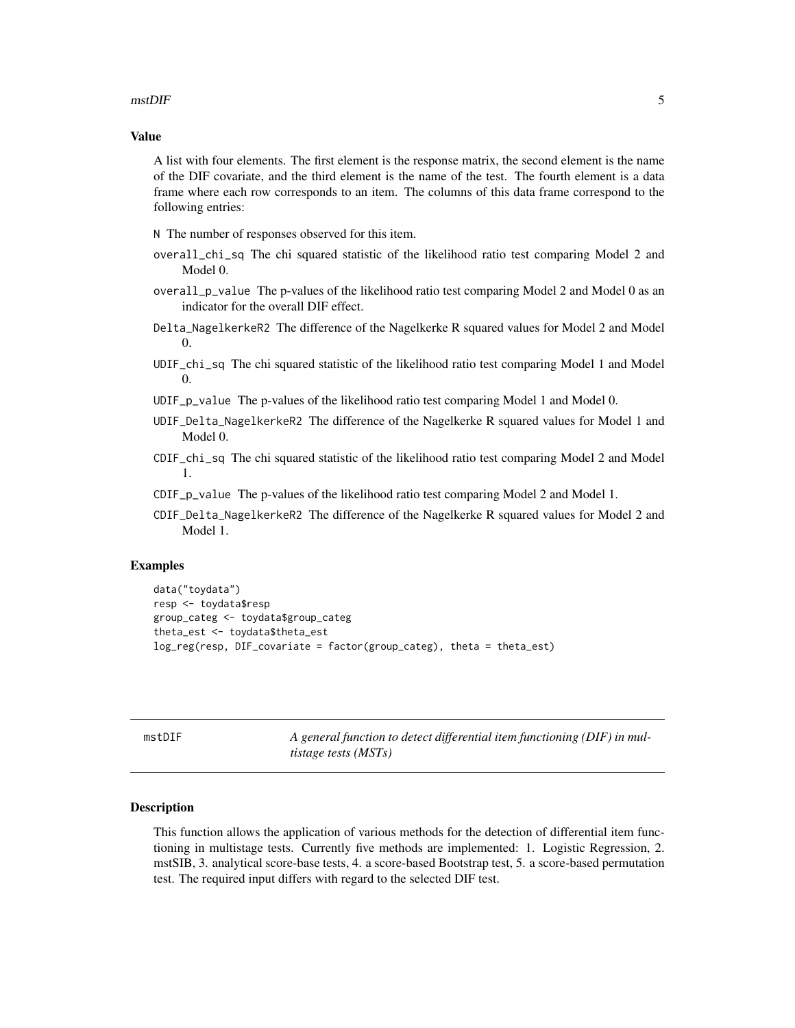### Value

A list with four elements. The first element is the response matrix, the second element is the name of the DIF covariate, and the third element is the name of the test. The fourth element is a data frame where each row corresponds to an item. The columns of this data frame correspond to the following entries:

- `N` The number of responses observed for this item.
- `overall_chi_sq` The chi squared statistic of the likelihood ratio test comparing Model 2 and Model 0.
- `overall_p_value` The p-values of the likelihood ratio test comparing Model 2 and Model 0 as an indicator for the overall DIF effect.
- `Delta_NagelkerkeR2` The difference of the Nagelkerke R squared values for Model 2 and Model 0.
- `UDIF_chi_sq` The chi squared statistic of the likelihood ratio test comparing Model 1 and Model 0.
- `UDIF_p_value` The p-values of the likelihood ratio test comparing Model 1 and Model 0.
- `UDIF_Delta_NagelkerkeR2` The difference of the Nagelkerke R squared values for Model 1 and Model 0.
- `CDIF_chi_sq` The chi squared statistic of the likelihood ratio test comparing Model 2 and Model 1.
- `CDIF_p_value` The p-values of the likelihood ratio test comparing Model 2 and Model 1.
- `CDIF_Delta_NagelkerkeR2` The difference of the Nagelkerke R squared values for Model 2 and Model 1.

### Examples

```
data("toydata")
resp <- toydata$resp
group_categ <- toydata$group_categ
theta_est <- toydata$theta_est
log_reg(resp, DIF_covariate = factor(group_categ), theta = theta_est)
```

---

## mstDIF — *A general function to detect differential item functioning (DIF) in multistage tests (MSTs)*

### Description

This function allows the application of various methods for the detection of differential item functioning in multistage tests. Currently five methods are implemented: 1. Logistic Regression, 2. mstSIB, 3. analytical score-base tests, 4. a score-based Bootstrap test, 5. a score-based permutation test. The required input differs with regard to the selected DIF test.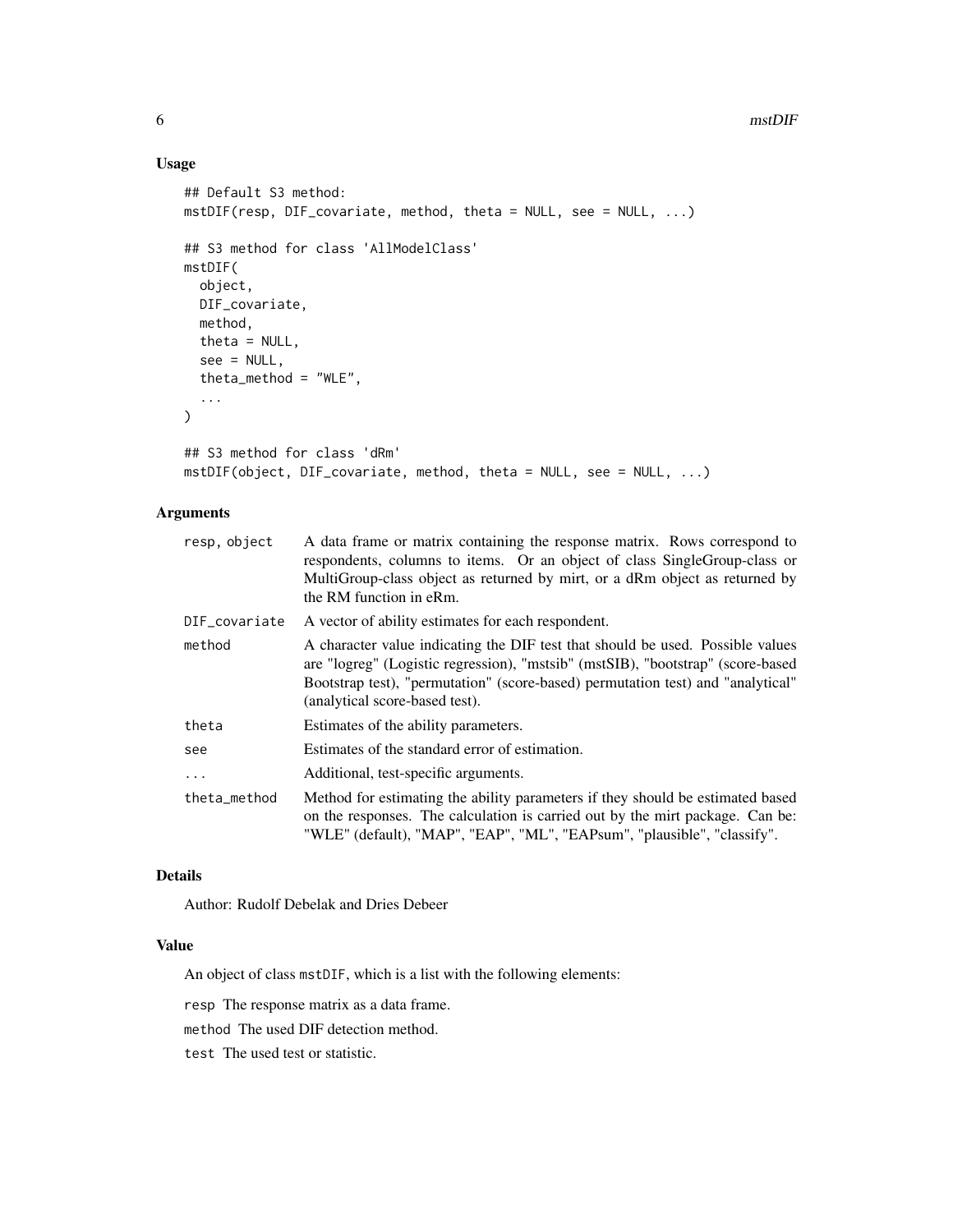### Usage

```
## Default S3 method:
mstDIF(resp, DIF_covariate, method, theta = NULL, see = NULL, ...)

## S3 method for class 'AllModelClass'
mstDIF(
  object,
  DIF_covariate,
  method,
  theta = NULL,
  see = NULL,
  theta_method = "WLE",
  ...
)

## S3 method for class 'dRm'
mstDIF(object, DIF_covariate, method, theta = NULL, see = NULL, ...)
```

### Arguments

| | |
|---|---|
| `resp, object` | A data frame or matrix containing the response matrix. Rows correspond to respondents, columns to items. Or an object of class SingleGroup-class or MultiGroup-class object as returned by mirt, or a dRm object as returned by the RM function in eRm. |
| `DIF_covariate` | A vector of ability estimates for each respondent. |
| `method` | A character value indicating the DIF test that should be used. Possible values are "logreg" (Logistic regression), "mstsib" (mstSIB), "bootstrap" (score-based Bootstrap test), "permutation" (score-based) permutation test) and "analytical" (analytical score-based test). |
| `theta` | Estimates of the ability parameters. |
| `see` | Estimates of the standard error of estimation. |
| `...` | Additional, test-specific arguments. |
| `theta_method` | Method for estimating the ability parameters if they should be estimated based on the responses. The calculation is carried out by the mirt package. Can be: "WLE" (default), "MAP", "EAP", "ML", "EAPsum", "plausible", "classify". |

### Details

Author: Rudolf Debelak and Dries Debeer

### Value

An object of class `mstDIF`, which is a list with the following elements:

`resp` The response matrix as a data frame.

`method` The used DIF detection method.

`test` The used test or statistic.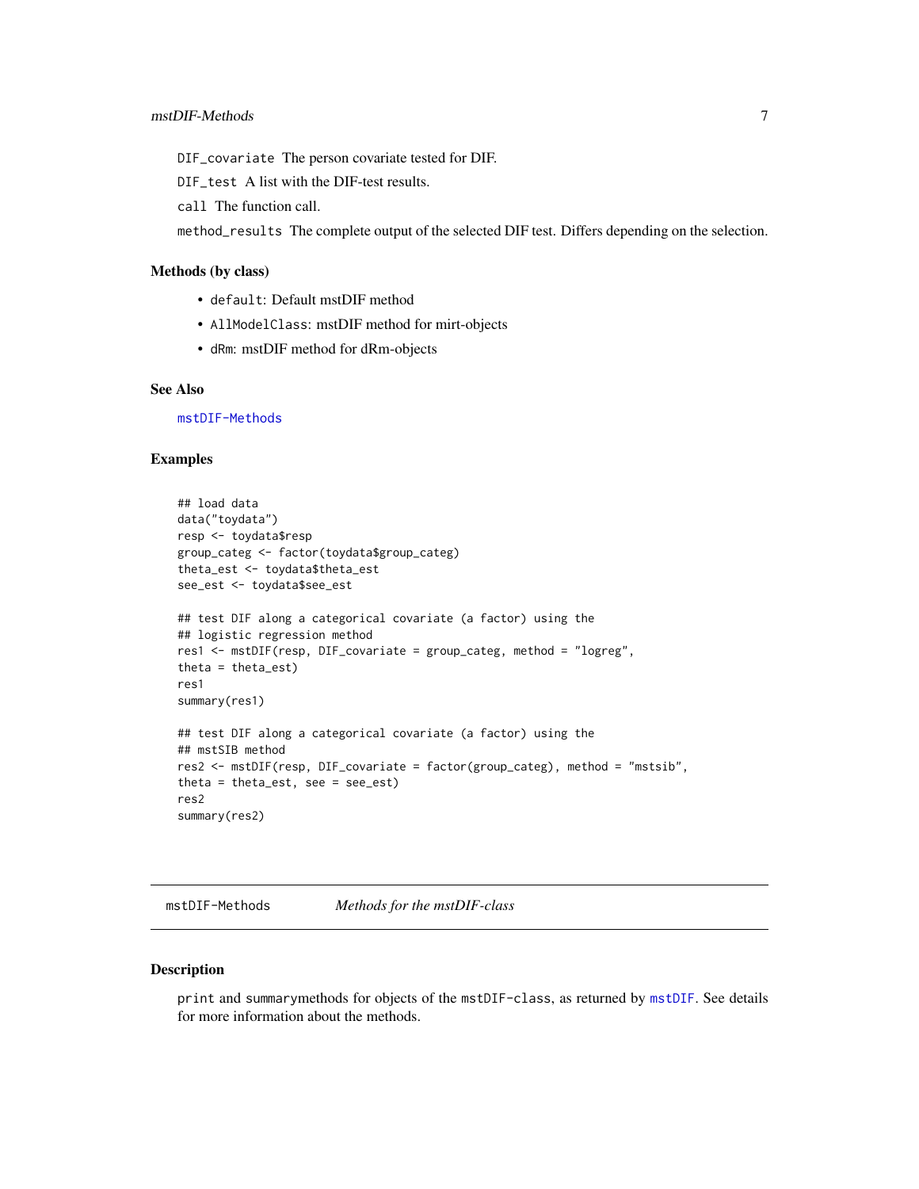`DIF_covariate` The person covariate tested for DIF.

`DIF_test` A list with the DIF-test results.

`call` The function call.

`method_results` The complete output of the selected DIF test. Differs depending on the selection.

### Methods (by class)

- `default`: Default mstDIF method
- `AllModelClass`: mstDIF method for mirt-objects
- `dRm`: mstDIF method for dRm-objects

### See Also

`mstDIF-Methods`

### Examples

```
## load data
data("toydata")
resp <- toydata$resp
group_categ <- factor(toydata$group_categ)
theta_est <- toydata$theta_est
see_est <- toydata$see_est

## test DIF along a categorical covariate (a factor) using the
## logistic regression method
res1 <- mstDIF(resp, DIF_covariate = group_categ, method = "logreg",
theta = theta_est)
res1
summary(res1)

## test DIF along a categorical covariate (a factor) using the
## mstSIB method
res2 <- mstDIF(resp, DIF_covariate = factor(group_categ), method = "mstsib",
theta = theta_est, see = see_est)
res2
summary(res2)
```

---

## mstDIF-Methods *Methods for the mstDIF-class*

### Description

`print` and `summary`methods for objects of the `mstDIF-class`, as returned by `mstDIF`. See details for more information about the methods.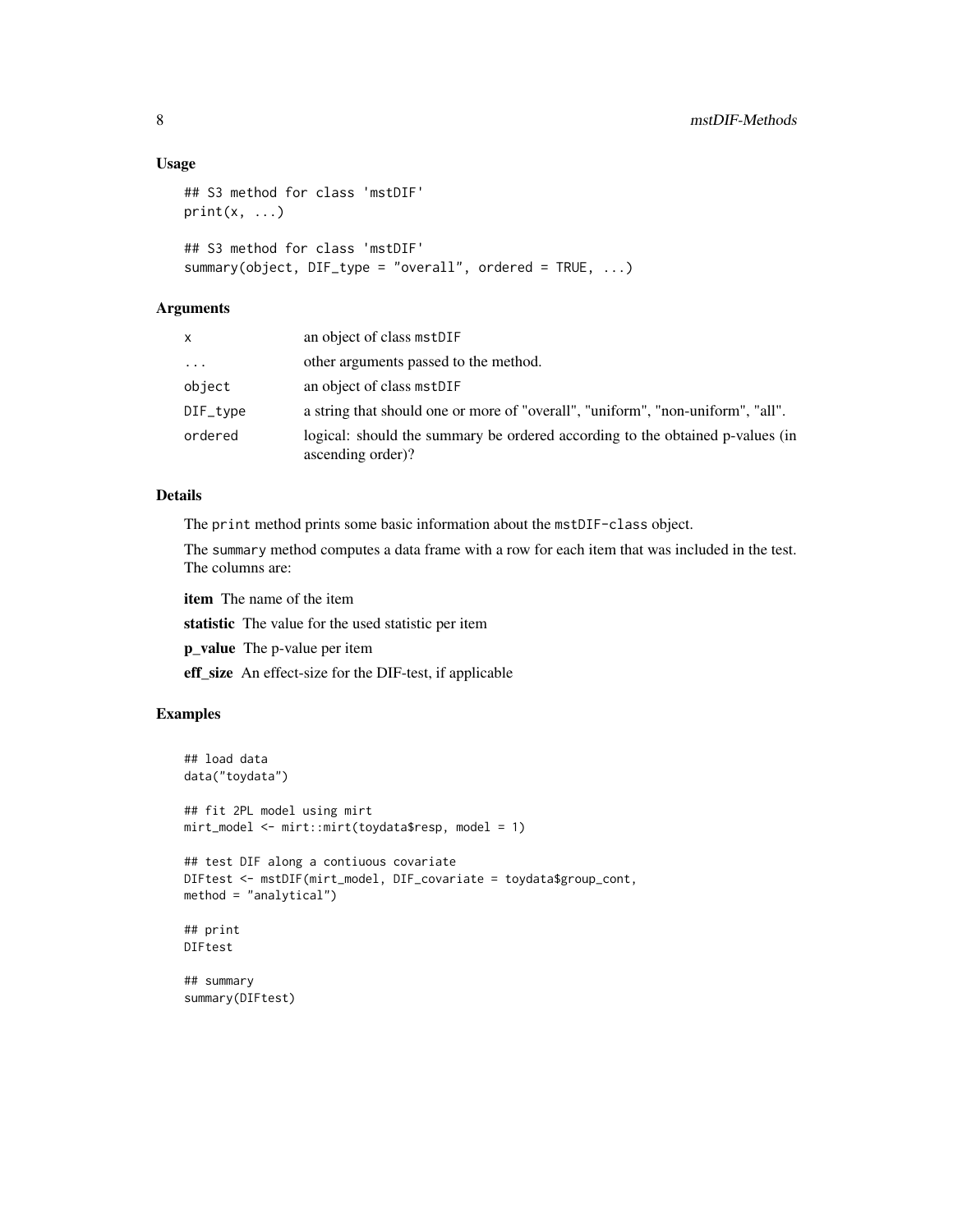### Usage

```
## S3 method for class 'mstDIF'
print(x, ...)

## S3 method for class 'mstDIF'
summary(object, DIF_type = "overall", ordered = TRUE, ...)
```

### Arguments

| | |
|---|---|
| x | an object of class mstDIF |
| ... | other arguments passed to the method. |
| object | an object of class mstDIF |
| DIF_type | a string that should one or more of "overall", "uniform", "non-uniform", "all". |
| ordered | logical: should the summary be ordered according to the obtained p-values (in ascending order)? |

### Details

The print method prints some basic information about the mstDIF-class object.

The summary method computes a data frame with a row for each item that was included in the test. The columns are:

**item** The name of the item

**statistic** The value for the used statistic per item

**p_value** The p-value per item

**eff_size** An effect-size for the DIF-test, if applicable

### Examples

```
## load data
data("toydata")

## fit 2PL model using mirt
mirt_model <- mirt::mirt(toydata$resp, model = 1)

## test DIF along a contiuous covariate
DIFtest <- mstDIF(mirt_model, DIF_covariate = toydata$group_cont,
method = "analytical")

## print
DIFtest

## summary
summary(DIFtest)
```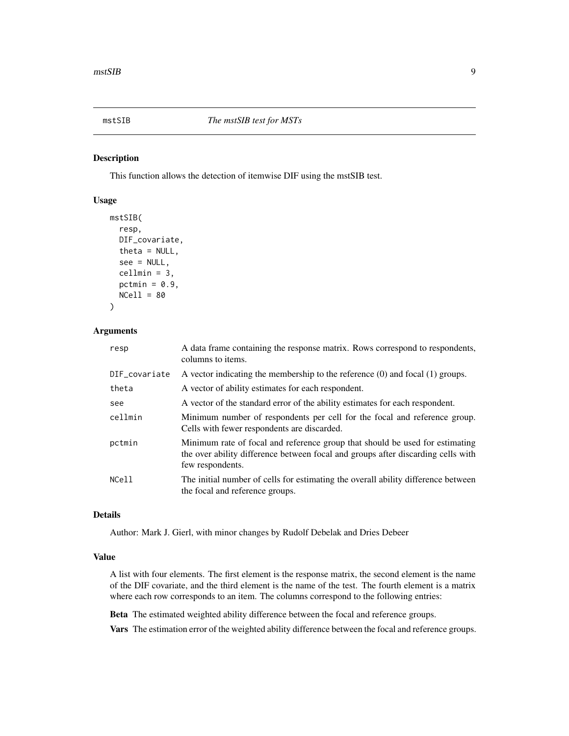## mstSIB *The mstSIB test for MSTs*

### Description

This function allows the detection of itemwise DIF using the mstSIB test.

### Usage

```
mstSIB(
  resp,
  DIF_covariate,
  theta = NULL,
  see = NULL,
  cellmin = 3,
  pctmin = 0.9,
  NCell = 80
)
```

### Arguments

| | |
|---|---|
| `resp` | A data frame containing the response matrix. Rows correspond to respondents, columns to items. |
| `DIF_covariate` | A vector indicating the membership to the reference (0) and focal (1) groups. |
| `theta` | A vector of ability estimates for each respondent. |
| `see` | A vector of the standard error of the ability estimates for each respondent. |
| `cellmin` | Minimum number of respondents per cell for the focal and reference group. Cells with fewer respondents are discarded. |
| `pctmin` | Minimum rate of focal and reference group that should be used for estimating the over ability difference between focal and groups after discarding cells with few respondents. |
| `NCell` | The initial number of cells for estimating the overall ability difference between the focal and reference groups. |

### Details

Author: Mark J. Gierl, with minor changes by Rudolf Debelak and Dries Debeer

### Value

A list with four elements. The first element is the response matrix, the second element is the name of the DIF covariate, and the third element is the name of the test. The fourth element is a matrix where each row corresponds to an item. The columns correspond to the following entries:

**Beta** The estimated weighted ability difference between the focal and reference groups.

**Vars** The estimation error of the weighted ability difference between the focal and reference groups.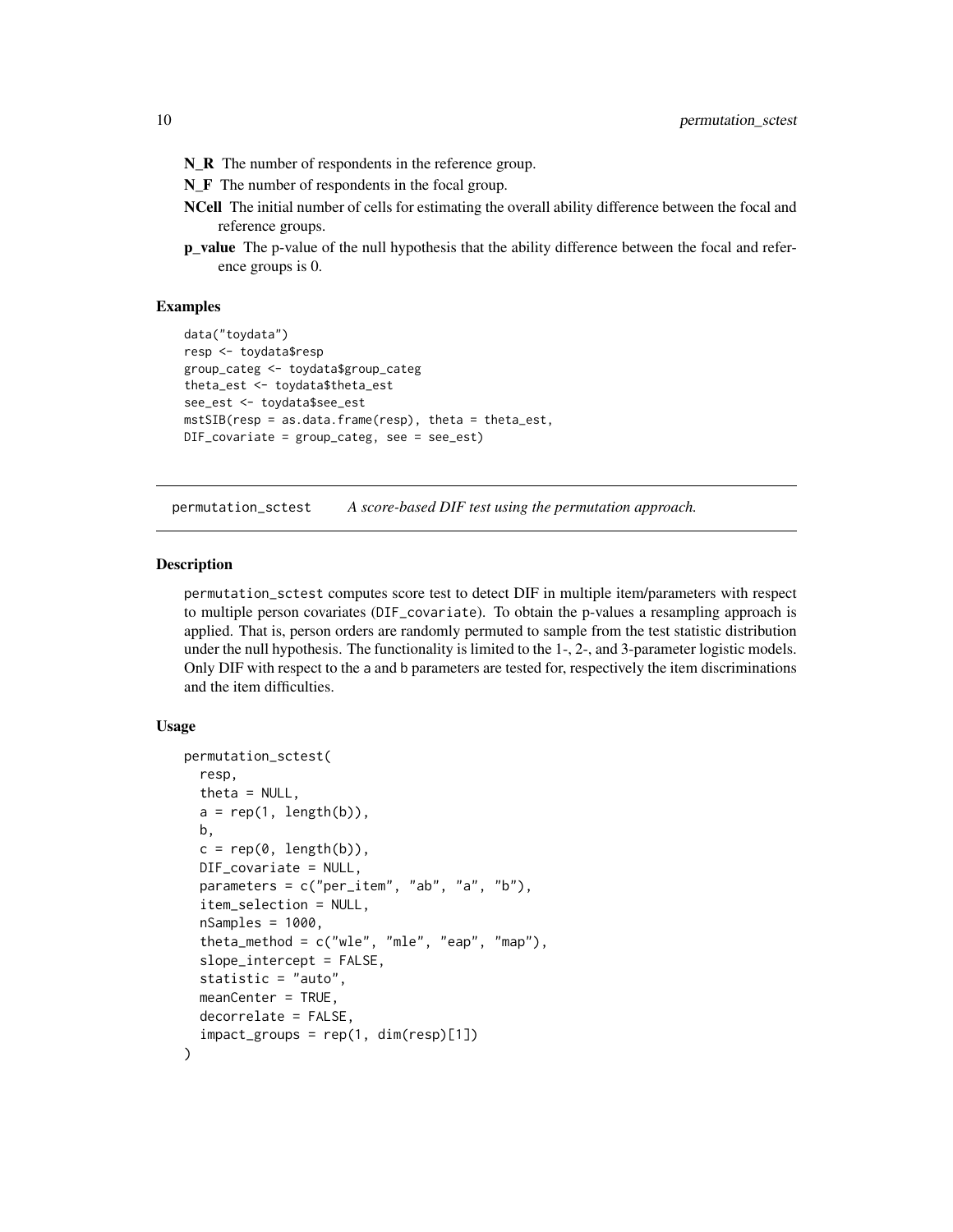**N_R** The number of respondents in the reference group.

**N_F** The number of respondents in the focal group.

**NCell** The initial number of cells for estimating the overall ability difference between the focal and reference groups.

**p_value** The p-value of the null hypothesis that the ability difference between the focal and reference groups is 0.

### Examples

```
data("toydata")
resp <- toydata$resp
group_categ <- toydata$group_categ
theta_est <- toydata$theta_est
see_est <- toydata$see_est
mstSIB(resp = as.data.frame(resp), theta = theta_est,
DIF_covariate = group_categ, see = see_est)
```

---

## permutation_sctest — *A score-based DIF test using the permutation approach.*

---

### Description

permutation_sctest computes score test to detect DIF in multiple item/parameters with respect to multiple person covariates (DIF_covariate). To obtain the p-values a resampling approach is applied. That is, person orders are randomly permuted to sample from the test statistic distribution under the null hypothesis. The functionality is limited to the 1-, 2-, and 3-parameter logistic models. Only DIF with respect to the a and b parameters are tested for, respectively the item discriminations and the item difficulties.

### Usage

```
permutation_sctest(
  resp,
  theta = NULL,
  a = rep(1, length(b)),
  b,
  c = rep(0, length(b)),
  DIF_covariate = NULL,
  parameters = c("per_item", "ab", "a", "b"),
  item_selection = NULL,
  nSamples = 1000,
  theta_method = c("wle", "mle", "eap", "map"),
  slope_intercept = FALSE,
  statistic = "auto",
  meanCenter = TRUE,
  decorrelate = FALSE,
  impact_groups = rep(1, dim(resp)[1])
)
```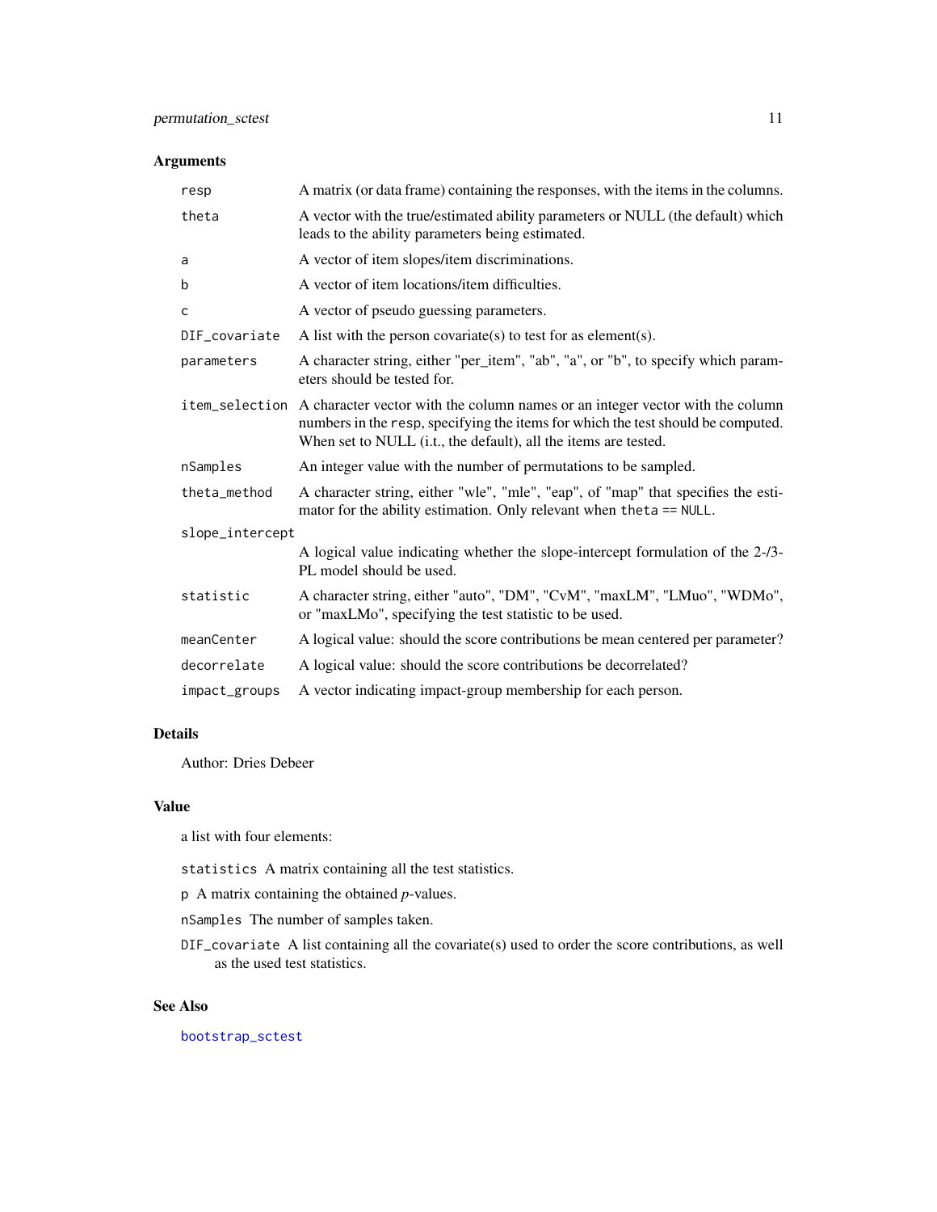## Arguments

| | |
|---|---|
| `resp` | A matrix (or data frame) containing the responses, with the items in the columns. |
| `theta` | A vector with the true/estimated ability parameters or NULL (the default) which leads to the ability parameters being estimated. |
| `a` | A vector of item slopes/item discriminations. |
| `b` | A vector of item locations/item difficulties. |
| `c` | A vector of pseudo guessing parameters. |
| `DIF_covariate` | A list with the person covariate(s) to test for as element(s). |
| `parameters` | A character string, either "per_item", "ab", "a", or "b", to specify which parameters should be tested for. |
| `item_selection` | A character vector with the column names or an integer vector with the column numbers in the `resp`, specifying the items for which the test should be computed. When set to NULL (i.t., the default), all the items are tested. |
| `nSamples` | An integer value with the number of permutations to be sampled. |
| `theta_method` | A character string, either "wle", "mle", "eap", of "map" that specifies the estimator for the ability estimation. Only relevant when `theta == NULL`. |
| `slope_intercept` | A logical value indicating whether the slope-intercept formulation of the 2-/3-PL model should be used. |
| `statistic` | A character string, either "auto", "DM", "CvM", "maxLM", "LMuo", "WDMo", or "maxLMo", specifying the test statistic to be used. |
| `meanCenter` | A logical value: should the score contributions be mean centered per parameter? |
| `decorrelate` | A logical value: should the score contributions be decorrelated? |
| `impact_groups` | A vector indicating impact-group membership for each person. |

## Details

Author: Dries Debeer

## Value

a list with four elements:

`statistics` A matrix containing all the test statistics.

`p` A matrix containing the obtained *p*-values.

`nSamples` The number of samples taken.

`DIF_covariate` A list containing all the covariate(s) used to order the score contributions, as well as the used test statistics.

## See Also

`bootstrap_sctest`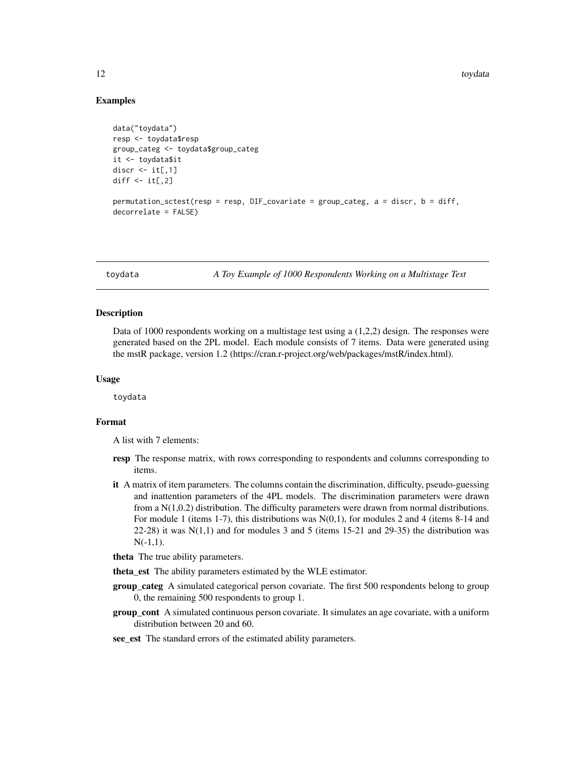### Examples

```
data("toydata")
resp <- toydata$resp
group_categ <- toydata$group_categ
it <- toydata$it
discr <- it[,1]
diff <- it[,2]

permutation_sctest(resp = resp, DIF_covariate = group_categ, a = discr, b = diff,
decorrelate = FALSE)
```

## toydata — *A Toy Example of 1000 Respondents Working on a Multistage Test*

### Description

Data of 1000 respondents working on a multistage test using a (1,2,2) design. The responses were generated based on the 2PL model. Each module consists of 7 items. Data were generated using the mstR package, version 1.2 (https://cran.r-project.org/web/packages/mstR/index.html).

### Usage

toydata

### Format

A list with 7 elements:

- **resp** The response matrix, with rows corresponding to respondents and columns corresponding to items.
- **it** A matrix of item parameters. The columns contain the discrimination, difficulty, pseudo-guessing and inattention parameters of the 4PL models. The discrimination parameters were drawn from a N(1,0.2) distribution. The difficulty parameters were drawn from normal distributions. For module 1 (items 1-7), this distributions was N(0,1), for modules 2 and 4 (items 8-14 and 22-28) it was N(1,1) and for modules 3 and 5 (items 15-21 and 29-35) the distribution was N(-1,1).
- **theta** The true ability parameters.
- **theta_est** The ability parameters estimated by the WLE estimator.
- **group_categ** A simulated categorical person covariate. The first 500 respondents belong to group 0, the remaining 500 respondents to group 1.
- **group_cont** A simulated continuous person covariate. It simulates an age covariate, with a uniform distribution between 20 and 60.
- **see_est** The standard errors of the estimated ability parameters.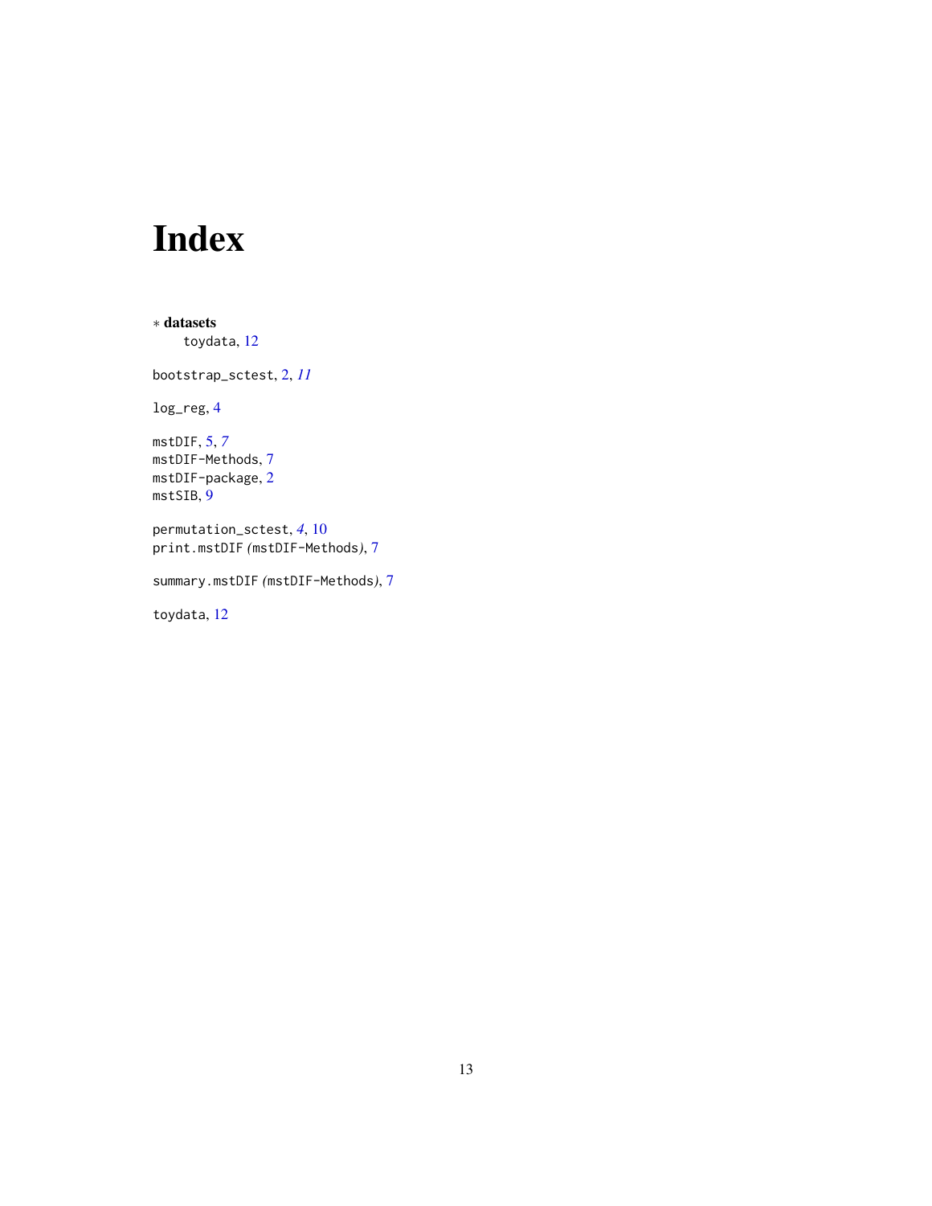# Index

∗ **datasets**
    toydata, 12

bootstrap_sctest, 2, *11*

log_reg, 4

mstDIF, 5, *7*
mstDIF-Methods, 7
mstDIF-package, 2
mstSIB, 9

permutation_sctest, *4*, 10
print.mstDIF *(*mstDIF-Methods*)*, 7

summary.mstDIF *(*mstDIF-Methods*)*, 7

toydata, 12